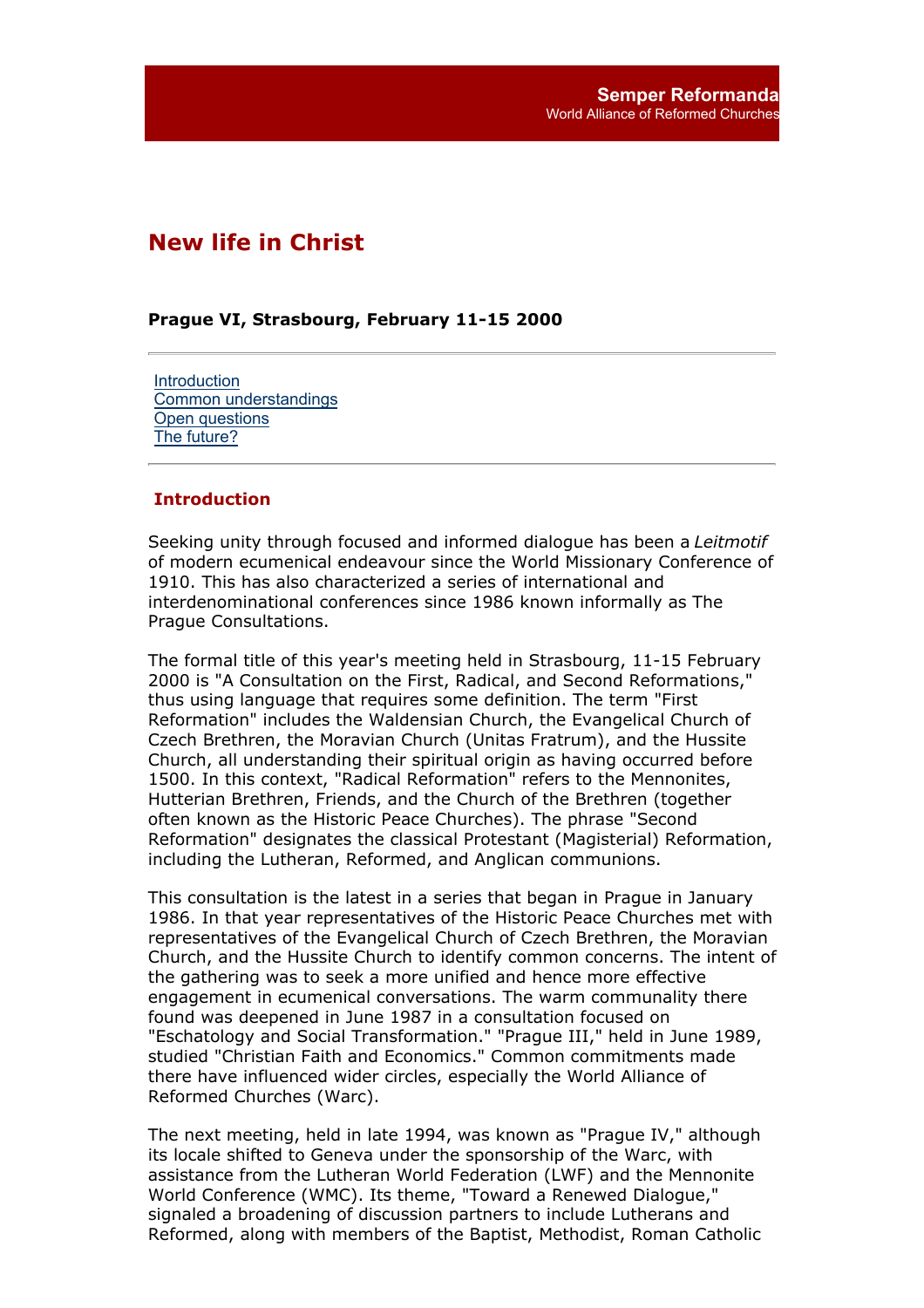# New life in Christ

**Prague VI, Strasbourg, February 11-15 2000**

---

[Introduction](#)
[Common understandings](#)
[Open questions](#)
[The future?](#)

---

## Introduction

Seeking unity through focused and informed dialogue has been a *Leitmotif* of modern ecumenical endeavour since the World Missionary Conference of 1910. This has also characterized a series of international and interdenominational conferences since 1986 known informally as The Prague Consultations.

The formal title of this year's meeting held in Strasbourg, 11-15 February 2000 is "A Consultation on the First, Radical, and Second Reformations," thus using language that requires some definition. The term "First Reformation" includes the Waldensian Church, the Evangelical Church of Czech Brethren, the Moravian Church (Unitas Fratrum), and the Hussite Church, all understanding their spiritual origin as having occurred before 1500. In this context, "Radical Reformation" refers to the Mennonites, Hutterian Brethren, Friends, and the Church of the Brethren (together often known as the Historic Peace Churches). The phrase "Second Reformation" designates the classical Protestant (Magisterial) Reformation, including the Lutheran, Reformed, and Anglican communions.

This consultation is the latest in a series that began in Prague in January 1986. In that year representatives of the Historic Peace Churches met with representatives of the Evangelical Church of Czech Brethren, the Moravian Church, and the Hussite Church to identify common concerns. The intent of the gathering was to seek a more unified and hence more effective engagement in ecumenical conversations. The warm communality there found was deepened in June 1987 in a consultation focused on "Eschatology and Social Transformation." "Prague III," held in June 1989, studied "Christian Faith and Economics." Common commitments made there have influenced wider circles, especially the World Alliance of Reformed Churches (Warc).

The next meeting, held in late 1994, was known as "Prague IV," although its locale shifted to Geneva under the sponsorship of the Warc, with assistance from the Lutheran World Federation (LWF) and the Mennonite World Conference (WMC). Its theme, "Toward a Renewed Dialogue," signaled a broadening of discussion partners to include Lutherans and Reformed, along with members of the Baptist, Methodist, Roman Catholic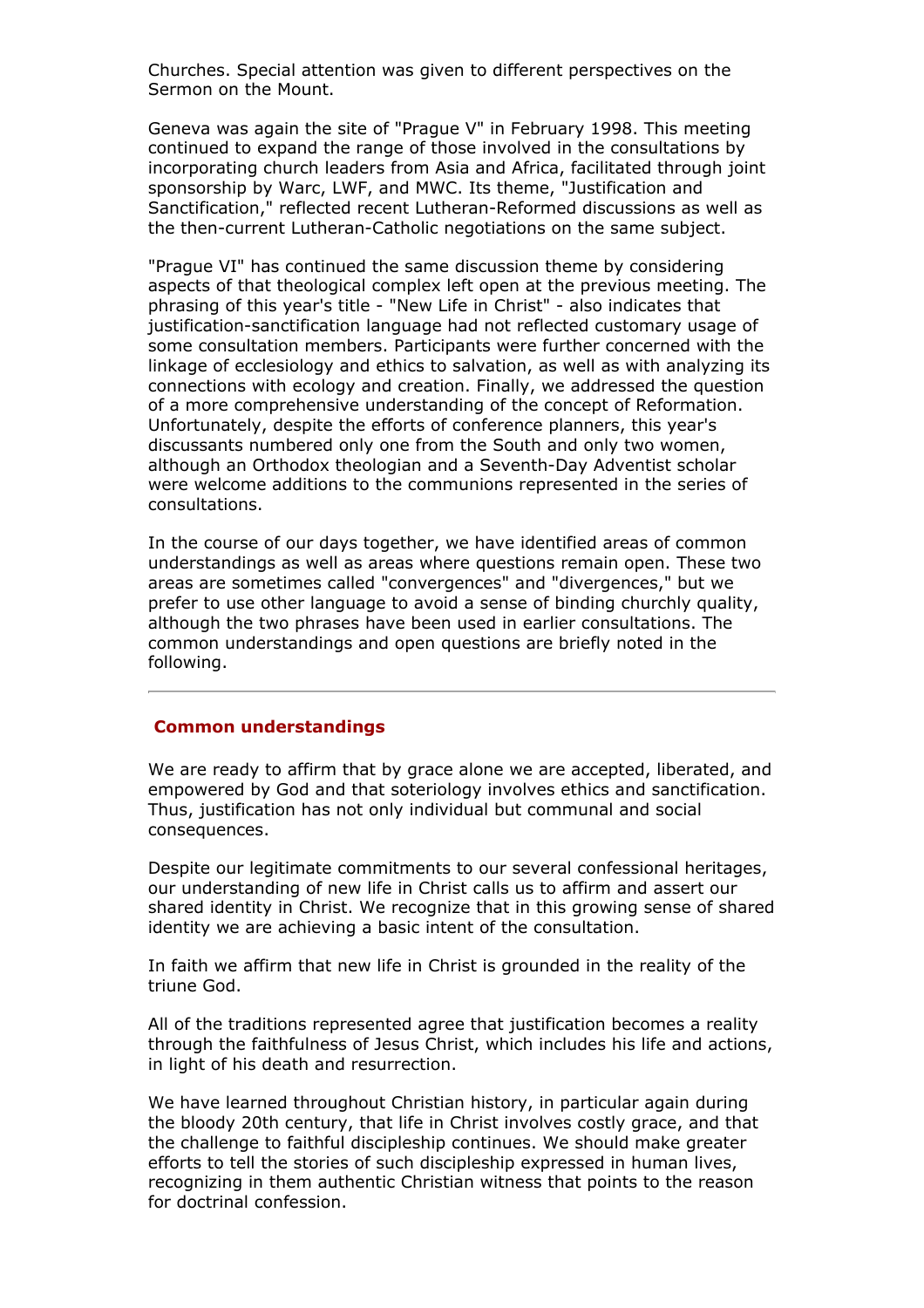Churches. Special attention was given to different perspectives on the Sermon on the Mount.

Geneva was again the site of "Prague V" in February 1998. This meeting continued to expand the range of those involved in the consultations by incorporating church leaders from Asia and Africa, facilitated through joint sponsorship by Warc, LWF, and MWC. Its theme, "Justification and Sanctification," reflected recent Lutheran-Reformed discussions as well as the then-current Lutheran-Catholic negotiations on the same subject.

"Prague VI" has continued the same discussion theme by considering aspects of that theological complex left open at the previous meeting. The phrasing of this year's title - "New Life in Christ" - also indicates that justification-sanctification language had not reflected customary usage of some consultation members. Participants were further concerned with the linkage of ecclesiology and ethics to salvation, as well as with analyzing its connections with ecology and creation. Finally, we addressed the question of a more comprehensive understanding of the concept of Reformation. Unfortunately, despite the efforts of conference planners, this year's discussants numbered only one from the South and only two women, although an Orthodox theologian and a Seventh-Day Adventist scholar were welcome additions to the communions represented in the series of consultations.

In the course of our days together, we have identified areas of common understandings as well as areas where questions remain open. These two areas are sometimes called "convergences" and "divergences," but we prefer to use other language to avoid a sense of binding churchly quality, although the two phrases have been used in earlier consultations. The common understandings and open questions are briefly noted in the following.

---

## Common understandings

We are ready to affirm that by grace alone we are accepted, liberated, and empowered by God and that soteriology involves ethics and sanctification. Thus, justification has not only individual but communal and social consequences.

Despite our legitimate commitments to our several confessional heritages, our understanding of new life in Christ calls us to affirm and assert our shared identity in Christ. We recognize that in this growing sense of shared identity we are achieving a basic intent of the consultation.

In faith we affirm that new life in Christ is grounded in the reality of the triune God.

All of the traditions represented agree that justification becomes a reality through the faithfulness of Jesus Christ, which includes his life and actions, in light of his death and resurrection.

We have learned throughout Christian history, in particular again during the bloody 20th century, that life in Christ involves costly grace, and that the challenge to faithful discipleship continues. We should make greater efforts to tell the stories of such discipleship expressed in human lives, recognizing in them authentic Christian witness that points to the reason for doctrinal confession.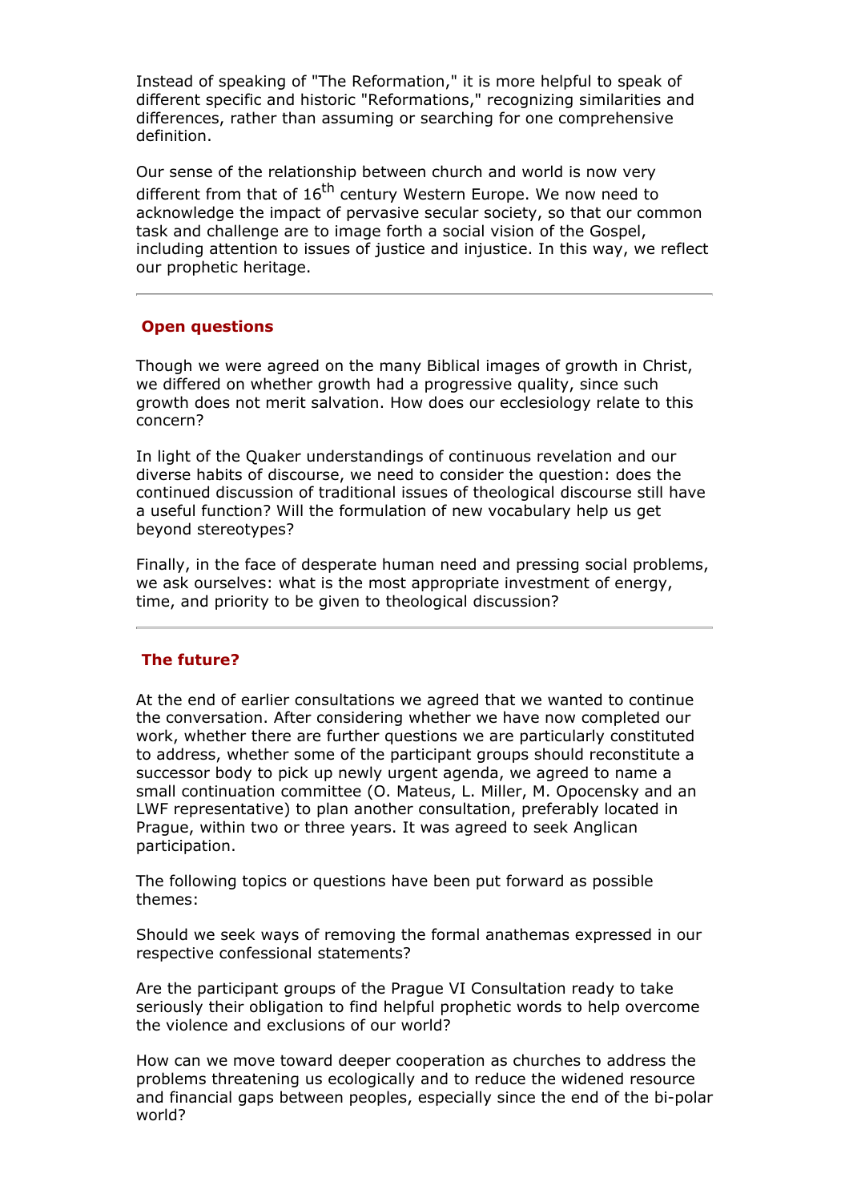Instead of speaking of "The Reformation," it is more helpful to speak of different specific and historic "Reformations," recognizing similarities and differences, rather than assuming or searching for one comprehensive definition.

Our sense of the relationship between church and world is now very different from that of 16th century Western Europe. We now need to acknowledge the impact of pervasive secular society, so that our common task and challenge are to image forth a social vision of the Gospel, including attention to issues of justice and injustice. In this way, we reflect our prophetic heritage.

---

## Open questions

Though we were agreed on the many Biblical images of growth in Christ, we differed on whether growth had a progressive quality, since such growth does not merit salvation. How does our ecclesiology relate to this concern?

In light of the Quaker understandings of continuous revelation and our diverse habits of discourse, we need to consider the question: does the continued discussion of traditional issues of theological discourse still have a useful function? Will the formulation of new vocabulary help us get beyond stereotypes?

Finally, in the face of desperate human need and pressing social problems, we ask ourselves: what is the most appropriate investment of energy, time, and priority to be given to theological discussion?

---

## The future?

At the end of earlier consultations we agreed that we wanted to continue the conversation. After considering whether we have now completed our work, whether there are further questions we are particularly constituted to address, whether some of the participant groups should reconstitute a successor body to pick up newly urgent agenda, we agreed to name a small continuation committee (O. Mateus, L. Miller, M. Opocensky and an LWF representative) to plan another consultation, preferably located in Prague, within two or three years. It was agreed to seek Anglican participation.

The following topics or questions have been put forward as possible themes:

Should we seek ways of removing the formal anathemas expressed in our respective confessional statements?

Are the participant groups of the Prague VI Consultation ready to take seriously their obligation to find helpful prophetic words to help overcome the violence and exclusions of our world?

How can we move toward deeper cooperation as churches to address the problems threatening us ecologically and to reduce the widened resource and financial gaps between peoples, especially since the end of the bi-polar world?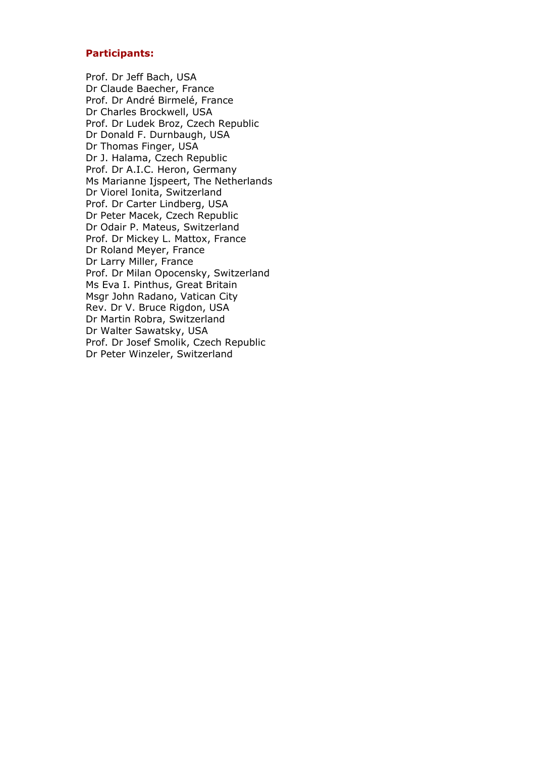**Participants:**

Prof. Dr Jeff Bach, USA
Dr Claude Baecher, France
Prof. Dr André Birmelé, France
Dr Charles Brockwell, USA
Prof. Dr Ludek Broz, Czech Republic
Dr Donald F. Durnbaugh, USA
Dr Thomas Finger, USA
Dr J. Halama, Czech Republic
Prof. Dr A.I.C. Heron, Germany
Ms Marianne Ijspeert, The Netherlands
Dr Viorel Ionita, Switzerland
Prof. Dr Carter Lindberg, USA
Dr Peter Macek, Czech Republic
Dr Odair P. Mateus, Switzerland
Prof. Dr Mickey L. Mattox, France
Dr Roland Meyer, France
Dr Larry Miller, France
Prof. Dr Milan Opocensky, Switzerland
Ms Eva I. Pinthus, Great Britain
Msgr John Radano, Vatican City
Rev. Dr V. Bruce Rigdon, USA
Dr Martin Robra, Switzerland
Dr Walter Sawatsky, USA
Prof. Dr Josef Smolik, Czech Republic
Dr Peter Winzeler, Switzerland